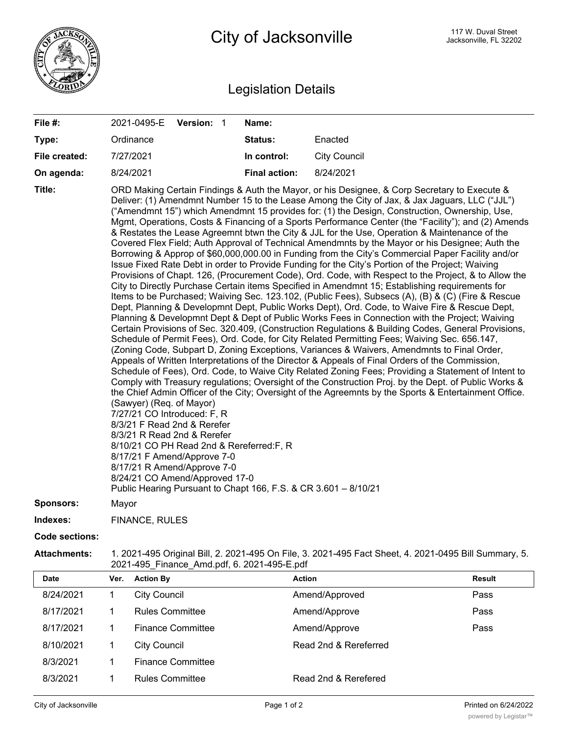# City of Jacksonville

117 W. Duval Street
Jacksonville, FL 32202

## Legislation Details

| | | | |
|---|---|---|---|
| **File #:** | 2021-0495-E **Version:** 1 | **Name:** | |
| **Type:** | Ordinance | **Status:** | Enacted |
| **File created:** | 7/27/2021 | **In control:** | City Council |
| **On agenda:** | 8/24/2021 | **Final action:** | 8/24/2021 |

**Title:** ORD Making Certain Findings & Auth the Mayor, or his Designee, & Corp Secretary to Execute & Deliver: (1) Amendmnt Number 15 to the Lease Among the City of Jax, & Jax Jaguars, LLC ("JJL") ("Amendmnt 15") which Amendmnt 15 provides for: (1) the Design, Construction, Ownership, Use, Mgmt, Operations, Costs & Financing of a Sports Performance Center (the "Facility"); and (2) Amends & Restates the Lease Agreemnt btwn the City & JJL for the Use, Operation & Maintenance of the Covered Flex Field; Auth Approval of Technical Amendmnts by the Mayor or his Designee; Auth the Borrowing & Approp of $60,000,000.00 in Funding from the City's Commercial Paper Facility and/or Issue Fixed Rate Debt in order to Provide Funding for the City's Portion of the Project; Waiving Provisions of Chapt. 126, (Procurement Code), Ord. Code, with Respect to the Project, & to Allow the City to Directly Purchase Certain items Specified in Amendmnt 15; Establishing requirements for Items to be Purchased; Waiving Sec. 123.102, (Public Fees), Subsecs (A), (B) & (C) (Fire & Rescue Dept, Planning & Developmnt Dept, Public Works Dept), Ord. Code, to Waive Fire & Rescue Dept, Planning & Developmnt Dept & Dept of Public Works Fees in Connection with the Project; Waiving Certain Provisions of Sec. 320.409, (Construction Regulations & Building Codes, General Provisions, Schedule of Permit Fees), Ord. Code, for City Related Permitting Fees; Waiving Sec. 656.147, (Zoning Code, Subpart D, Zoning Exceptions, Variances & Waivers, Amendmnts to Final Order, Appeals of Written Interpretations of the Director & Appeals of Final Orders of the Commission, Schedule of Fees), Ord. Code, to Waive City Related Zoning Fees; Providing a Statement of Intent to Comply with Treasury regulations; Oversight of the Construction Proj. by the Dept. of Public Works & the Chief Admin Officer of the City; Oversight of the Agreemnts by the Sports & Entertainment Office. (Sawyer) (Req. of Mayor)
7/27/21 CO Introduced: F, R
8/3/21 F Read 2nd & Rerefer
8/3/21 R Read 2nd & Rerefer
8/10/21 CO PH Read 2nd & Rereferred:F, R
8/17/21 F Amend/Approve 7-0
8/17/21 R Amend/Approve 7-0
8/24/21 CO Amend/Approved 17-0
Public Hearing Pursuant to Chapt 166, F.S. & CR 3.601 – 8/10/21

**Sponsors:** Mayor

**Indexes:** FINANCE, RULES

**Code sections:**

**Attachments:** 1. 2021-495 Original Bill, 2. 2021-495 On File, 3. 2021-495 Fact Sheet, 4. 2021-0495 Bill Summary, 5. 2021-495_Finance_Amd.pdf, 6. 2021-495-E.pdf

| Date | Ver. | Action By | Action | Result |
|---|---|---|---|---|
| 8/24/2021 | 1 | City Council | Amend/Approved | Pass |
| 8/17/2021 | 1 | Rules Committee | Amend/Approve | Pass |
| 8/17/2021 | 1 | Finance Committee | Amend/Approve | Pass |
| 8/10/2021 | 1 | City Council | Read 2nd & Rereferred | |
| 8/3/2021 | 1 | Finance Committee | | |
| 8/3/2021 | 1 | Rules Committee | Read 2nd & Rerefered | |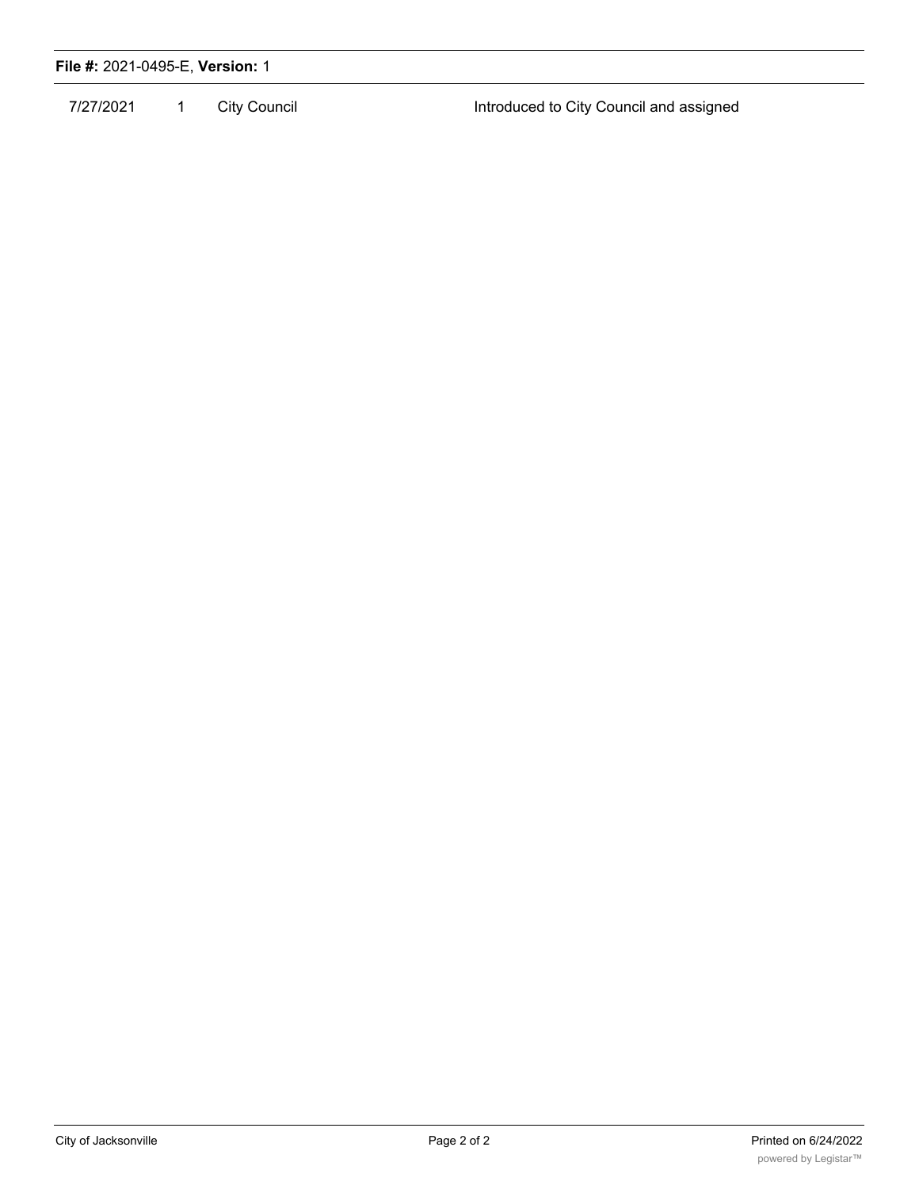**File #:** 2021-0495-E, **Version:** 1

| | | | |
|---|---|---|---|
| 7/27/2021 | 1 | City Council | Introduced to City Council and assigned |